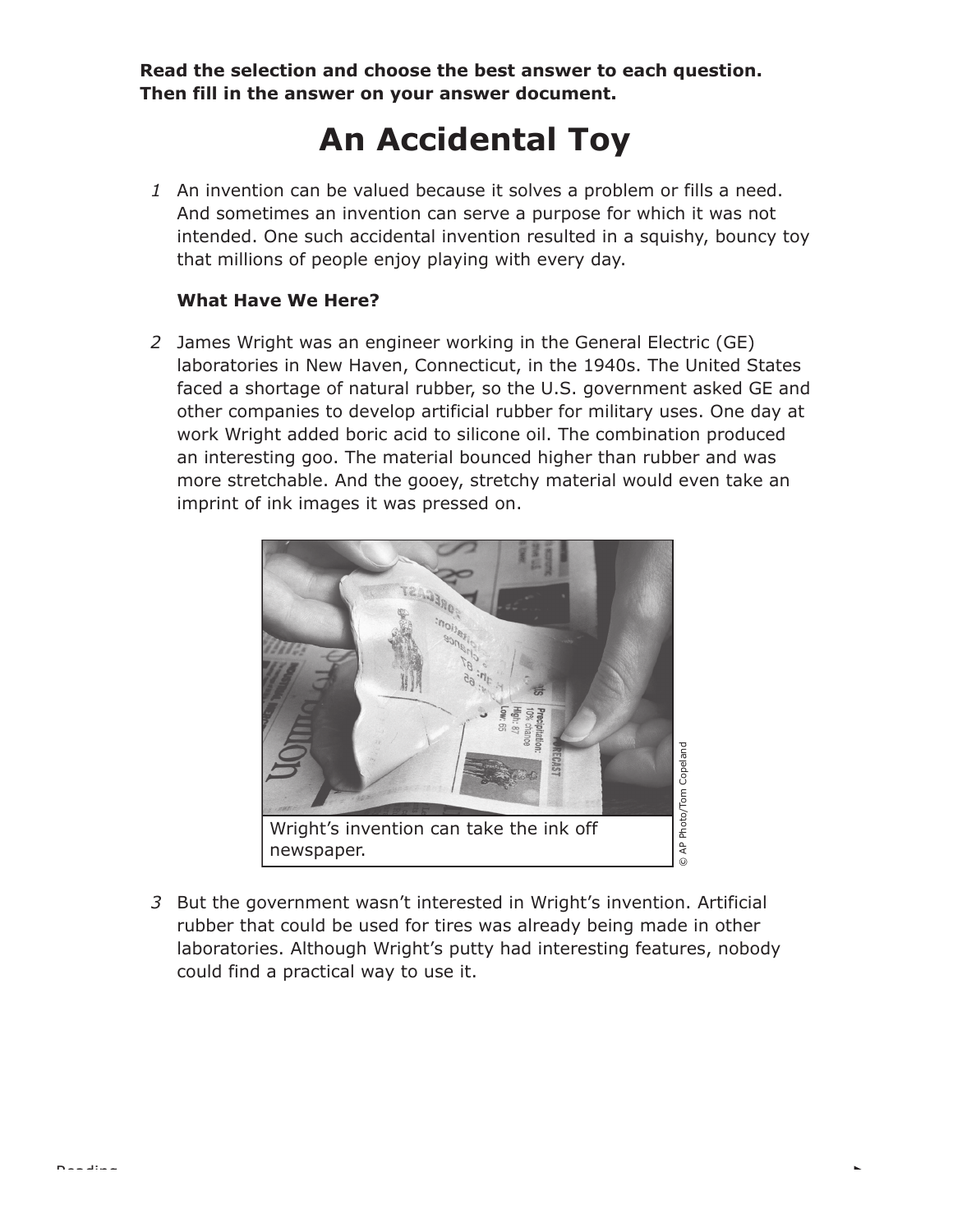**Read the selection and choose the best answer to each question. Then fill in the answer on your answer document.**

# An Accidental Toy

1 An invention can be valued because it solves a problem or fills a need. And sometimes an invention can serve a purpose for which it was not intended. One such accidental invention resulted in a squishy, bouncy toy that millions of people enjoy playing with every day.

### What Have We Here?

2 James Wright was an engineer working in the General Electric (GE) laboratories in New Haven, Connecticut, in the 1940s. The United States faced a shortage of natural rubber, so the U.S. government asked GE and other companies to develop artificial rubber for military uses. One day at work Wright added boric acid to silicone oil. The combination produced an interesting goo. The material bounced higher than rubber and was more stretchable. And the gooey, stretchy material would even take an imprint of ink images it was pressed on.

Wright's invention can take the ink off newspaper.

© AP Photo/Tom Copeland

3 But the government wasn't interested in Wright's invention. Artificial rubber that could be used for tires was already being made in other laboratories. Although Wright's putty had interesting features, nobody could find a practical way to use it.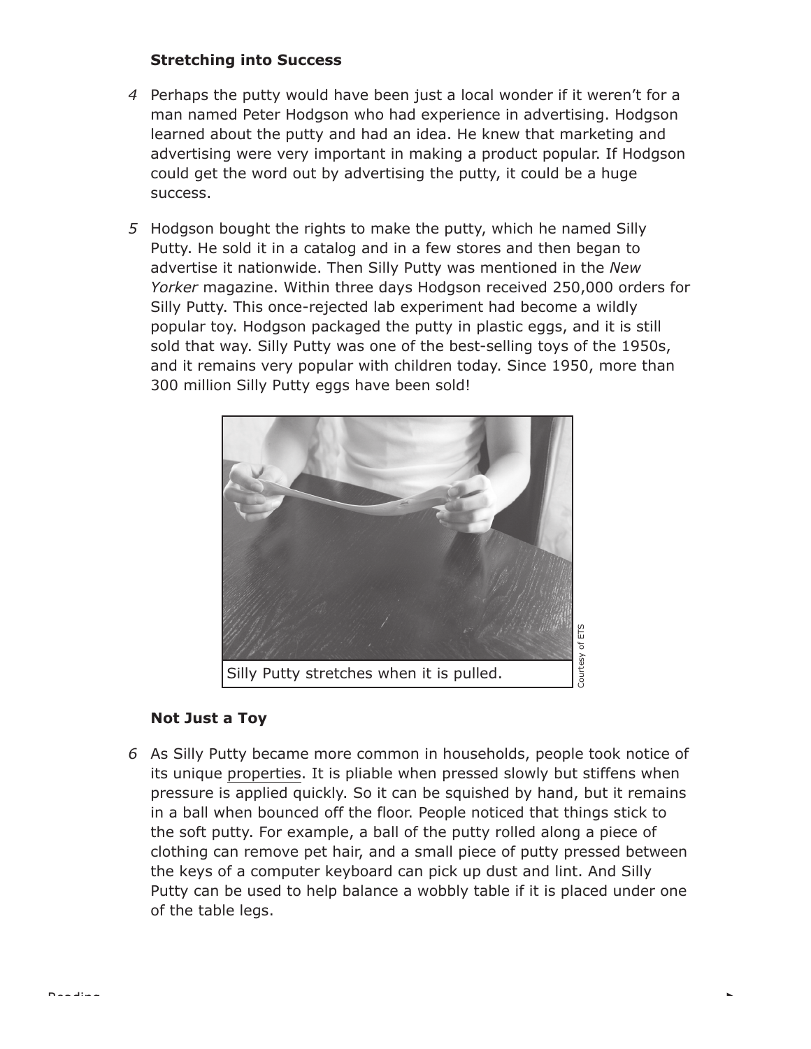### Stretching into Success

4 Perhaps the putty would have been just a local wonder if it weren't for a man named Peter Hodgson who had experience in advertising. Hodgson learned about the putty and had an idea. He knew that marketing and advertising were very important in making a product popular. If Hodgson could get the word out by advertising the putty, it could be a huge success.

5 Hodgson bought the rights to make the putty, which he named Silly Putty. He sold it in a catalog and in a few stores and then began to advertise it nationwide. Then Silly Putty was mentioned in the *New Yorker* magazine. Within three days Hodgson received 250,000 orders for Silly Putty. This once-rejected lab experiment had become a wildly popular toy. Hodgson packaged the putty in plastic eggs, and it is still sold that way. Silly Putty was one of the best-selling toys of the 1950s, and it remains very popular with children today. Since 1950, more than 300 million Silly Putty eggs have been sold!

Silly Putty stretches when it is pulled.

Courtesy of ETS

### Not Just a Toy

6 As Silly Putty became more common in households, people took notice of its unique <u>properties</u>. It is pliable when pressed slowly but stiffens when pressure is applied quickly. So it can be squished by hand, but it remains in a ball when bounced off the floor. People noticed that things stick to the soft putty. For example, a ball of the putty rolled along a piece of clothing can remove pet hair, and a small piece of putty pressed between the keys of a computer keyboard can pick up dust and lint. And Silly Putty can be used to help balance a wobbly table if it is placed under one of the table legs.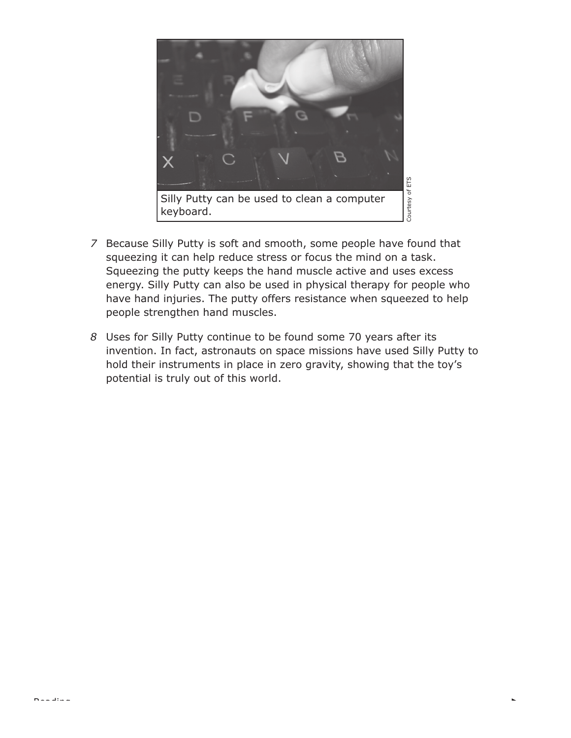Silly Putty can be used to clean a computer keyboard.

Courtesy of ETS

7 Because Silly Putty is soft and smooth, some people have found that squeezing it can help reduce stress or focus the mind on a task. Squeezing the putty keeps the hand muscle active and uses excess energy. Silly Putty can also be used in physical therapy for people who have hand injuries. The putty offers resistance when squeezed to help people strengthen hand muscles.

8 Uses for Silly Putty continue to be found some 70 years after its invention. In fact, astronauts on space missions have used Silly Putty to hold their instruments in place in zero gravity, showing that the toy's potential is truly out of this world.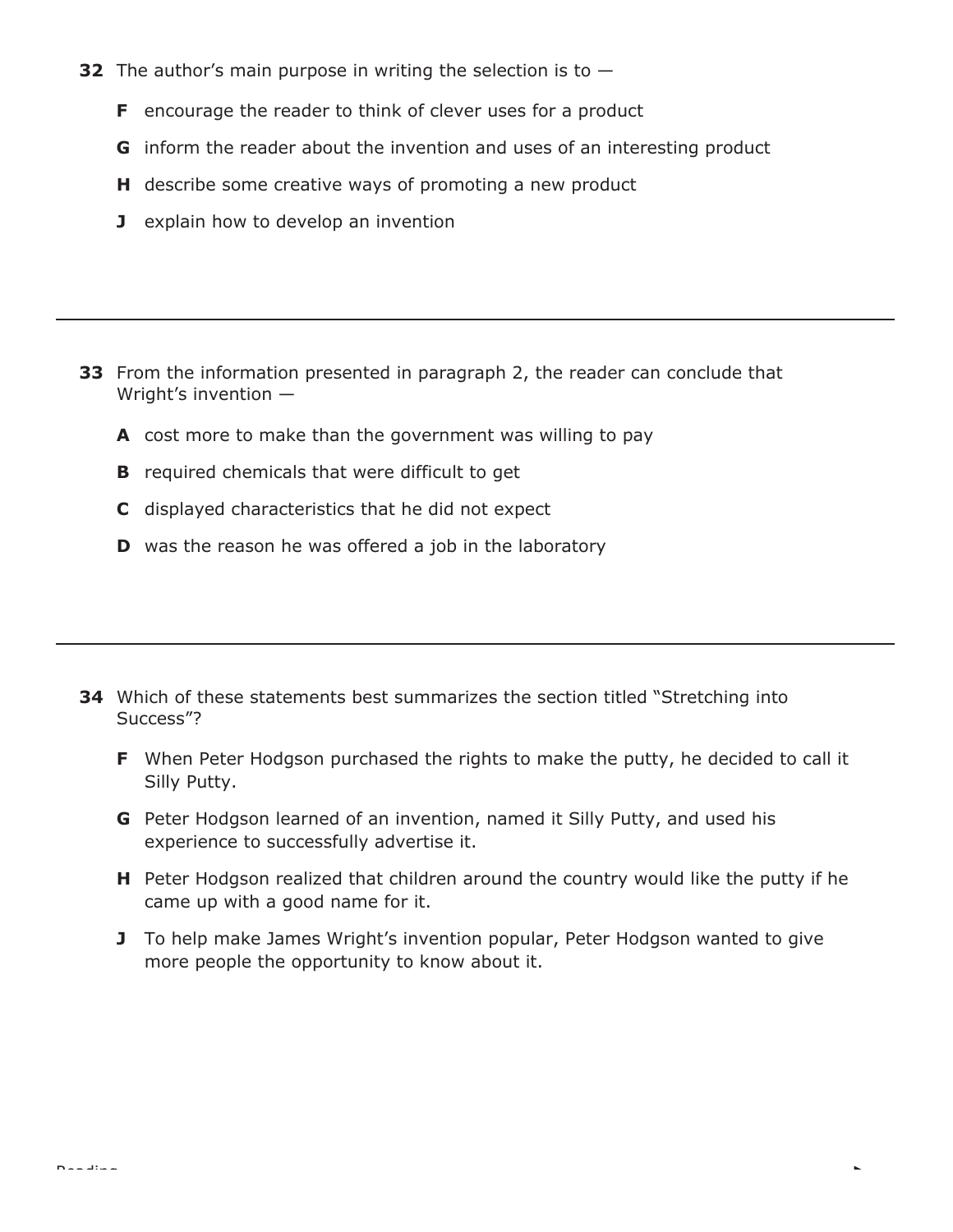**32** The author's main purpose in writing the selection is to —

**F** encourage the reader to think of clever uses for a product

**G** inform the reader about the invention and uses of an interesting product

**H** describe some creative ways of promoting a new product

**J** explain how to develop an invention

---

**33** From the information presented in paragraph 2, the reader can conclude that Wright's invention —

**A** cost more to make than the government was willing to pay

**B** required chemicals that were difficult to get

**C** displayed characteristics that he did not expect

**D** was the reason he was offered a job in the laboratory

---

**34** Which of these statements best summarizes the section titled "Stretching into Success"?

**F** When Peter Hodgson purchased the rights to make the putty, he decided to call it Silly Putty.

**G** Peter Hodgson learned of an invention, named it Silly Putty, and used his experience to successfully advertise it.

**H** Peter Hodgson realized that children around the country would like the putty if he came up with a good name for it.

**J** To help make James Wright's invention popular, Peter Hodgson wanted to give more people the opportunity to know about it.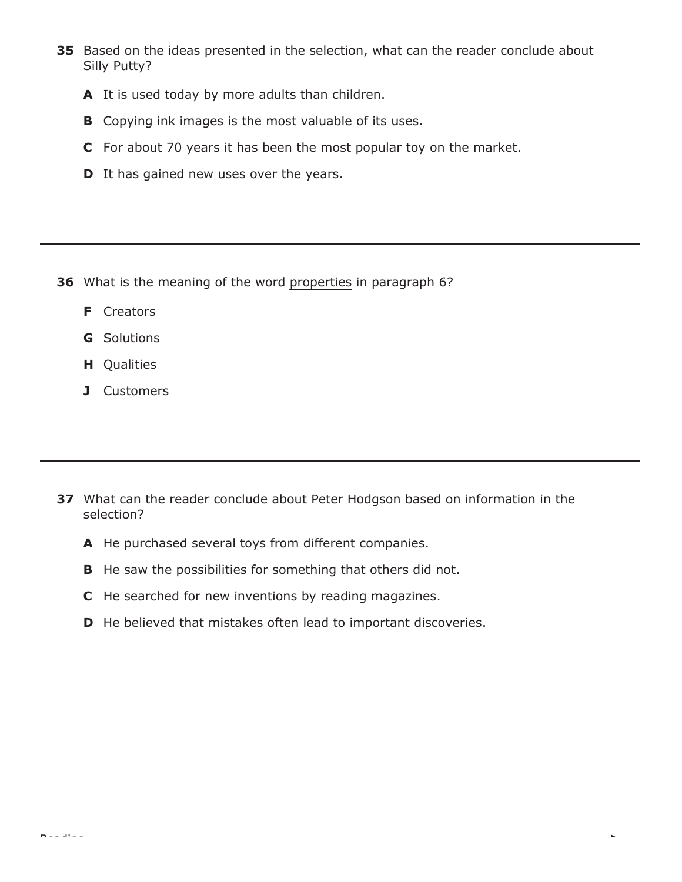**35** Based on the ideas presented in the selection, what can the reader conclude about Silly Putty?

**A** It is used today by more adults than children.

**B** Copying ink images is the most valuable of its uses.

**C** For about 70 years it has been the most popular toy on the market.

**D** It has gained new uses over the years.

---

**36** What is the meaning of the word properties in paragraph 6?

**F** Creators

**G** Solutions

**H** Qualities

**J** Customers

---

**37** What can the reader conclude about Peter Hodgson based on information in the selection?

**A** He purchased several toys from different companies.

**B** He saw the possibilities for something that others did not.

**C** He searched for new inventions by reading magazines.

**D** He believed that mistakes often lead to important discoveries.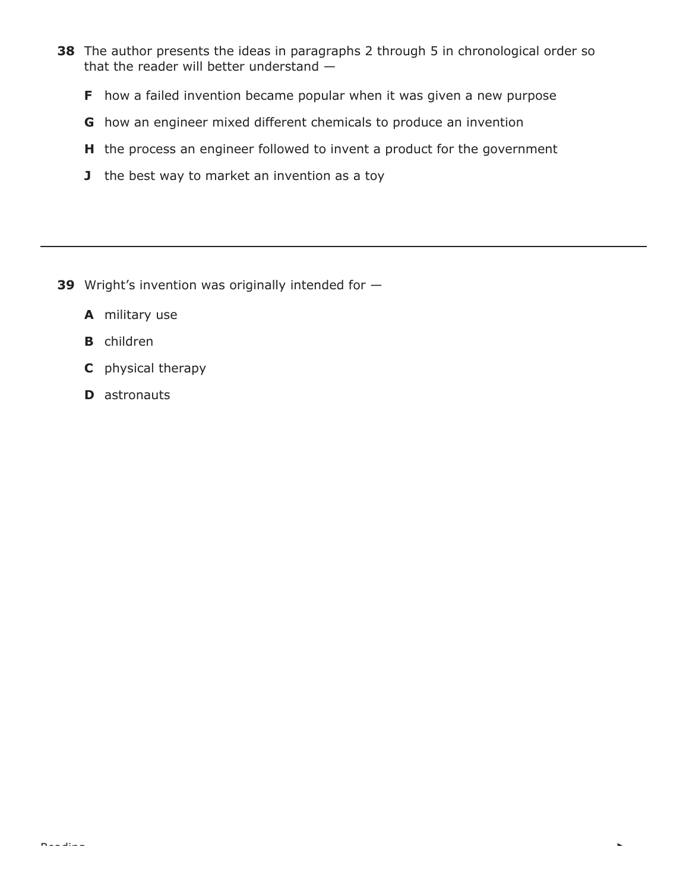**38** The author presents the ideas in paragraphs 2 through 5 in chronological order so that the reader will better understand —

**F** how a failed invention became popular when it was given a new purpose

**G** how an engineer mixed different chemicals to produce an invention

**H** the process an engineer followed to invent a product for the government

**J** the best way to market an invention as a toy

---

**39** Wright's invention was originally intended for —

**A** military use

**B** children

**C** physical therapy

**D** astronauts